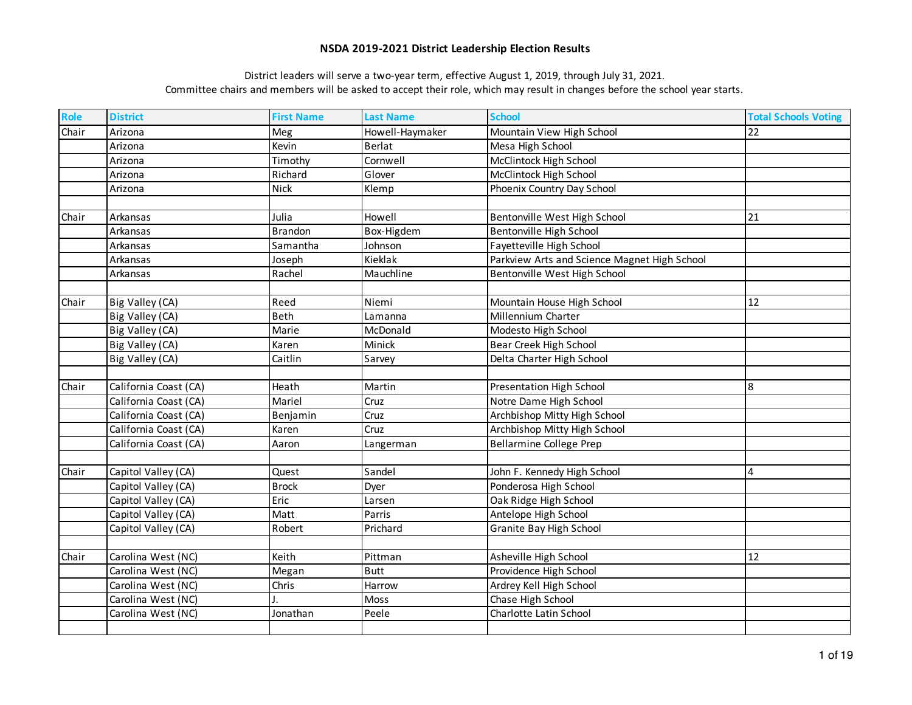# NSDA 2019-2021 District Leadership Election Results

District leaders will serve a two-year term, effective August 1, 2019, through July 31, 2021.
Committee chairs and members will be asked to accept their role, which may result in changes before the school year starts.

| Role | District | First Name | Last Name | School | Total Schools Voting |
|---|---|---|---|---|---|
| Chair | Arizona | Meg | Howell-Haymaker | Mountain View High School | 22 |
| | Arizona | Kevin | Berlat | Mesa High School | |
| | Arizona | Timothy | Cornwell | McClintock High School | |
| | Arizona | Richard | Glover | McClintock High School | |
| | Arizona | Nick | Klemp | Phoenix Country Day School | |
| | | | | | |
| Chair | Arkansas | Julia | Howell | Bentonville West High School | 21 |
| | Arkansas | Brandon | Box-Higdem | Bentonville High School | |
| | Arkansas | Samantha | Johnson | Fayetteville High School | |
| | Arkansas | Joseph | Kieklak | Parkview Arts and Science Magnet High School | |
| | Arkansas | Rachel | Mauchline | Bentonville West High School | |
| | | | | | |
| Chair | Big Valley (CA) | Reed | Niemi | Mountain House High School | 12 |
| | Big Valley (CA) | Beth | Lamanna | Millennium Charter | |
| | Big Valley (CA) | Marie | McDonald | Modesto High School | |
| | Big Valley (CA) | Karen | Minick | Bear Creek High School | |
| | Big Valley (CA) | Caitlin | Sarvey | Delta Charter High School | |
| | | | | | |
| Chair | California Coast (CA) | Heath | Martin | Presentation High School | 8 |
| | California Coast (CA) | Mariel | Cruz | Notre Dame High School | |
| | California Coast (CA) | Benjamin | Cruz | Archbishop Mitty High School | |
| | California Coast (CA) | Karen | Cruz | Archbishop Mitty High School | |
| | California Coast (CA) | Aaron | Langerman | Bellarmine College Prep | |
| | | | | | |
| Chair | Capitol Valley (CA) | Quest | Sandel | John F. Kennedy High School | 4 |
| | Capitol Valley (CA) | Brock | Dyer | Ponderosa High School | |
| | Capitol Valley (CA) | Eric | Larsen | Oak Ridge High School | |
| | Capitol Valley (CA) | Matt | Parris | Antelope High School | |
| | Capitol Valley (CA) | Robert | Prichard | Granite Bay High School | |
| | | | | | |
| Chair | Carolina West (NC) | Keith | Pittman | Asheville High School | 12 |
| | Carolina West (NC) | Megan | Butt | Providence High School | |
| | Carolina West (NC) | Chris | Harrow | Ardrey Kell High School | |
| | Carolina West (NC) | J. | Moss | Chase High School | |
| | Carolina West (NC) | Jonathan | Peele | Charlotte Latin School | |
| | | | | | |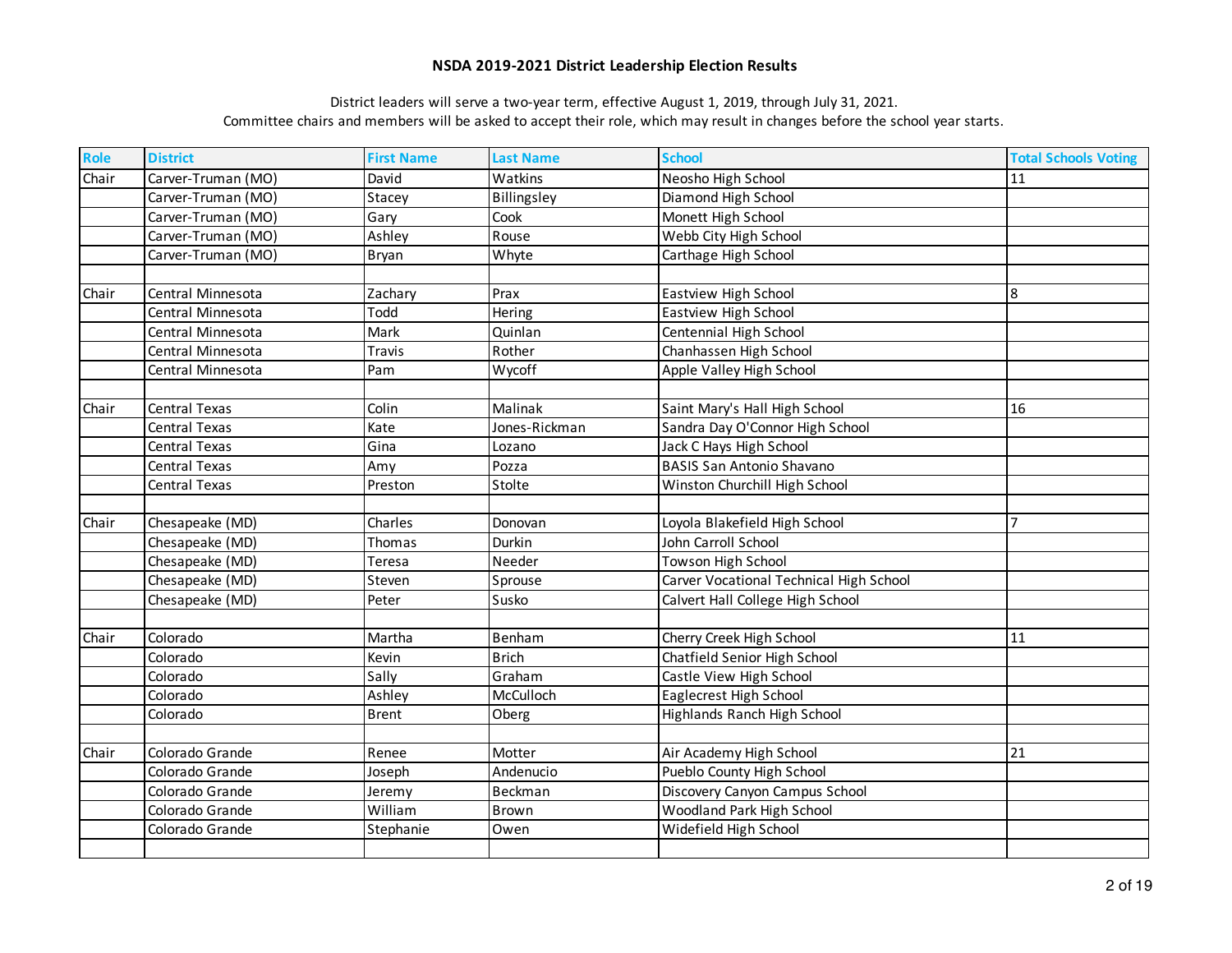# NSDA 2019-2021 District Leadership Election Results

District leaders will serve a two-year term, effective August 1, 2019, through July 31, 2021.
Committee chairs and members will be asked to accept their role, which may result in changes before the school year starts.

| Role | District | First Name | Last Name | School | Total Schools Voting |
|---|---|---|---|---|---|
| Chair | Carver-Truman (MO) | David | Watkins | Neosho High School | 11 |
| | Carver-Truman (MO) | Stacey | Billingsley | Diamond High School | |
| | Carver-Truman (MO) | Gary | Cook | Monett High School | |
| | Carver-Truman (MO) | Ashley | Rouse | Webb City High School | |
| | Carver-Truman (MO) | Bryan | Whyte | Carthage High School | |
| | | | | | |
| Chair | Central Minnesota | Zachary | Prax | Eastview High School | 8 |
| | Central Minnesota | Todd | Hering | Eastview High School | |
| | Central Minnesota | Mark | Quinlan | Centennial High School | |
| | Central Minnesota | Travis | Rother | Chanhassen High School | |
| | Central Minnesota | Pam | Wycoff | Apple Valley High School | |
| | | | | | |
| Chair | Central Texas | Colin | Malinak | Saint Mary's Hall High School | 16 |
| | Central Texas | Kate | Jones-Rickman | Sandra Day O'Connor High School | |
| | Central Texas | Gina | Lozano | Jack C Hays High School | |
| | Central Texas | Amy | Pozza | BASIS San Antonio Shavano | |
| | Central Texas | Preston | Stolte | Winston Churchill High School | |
| | | | | | |
| Chair | Chesapeake (MD) | Charles | Donovan | Loyola Blakefield High School | 7 |
| | Chesapeake (MD) | Thomas | Durkin | John Carroll School | |
| | Chesapeake (MD) | Teresa | Needer | Towson High School | |
| | Chesapeake (MD) | Steven | Sprouse | Carver Vocational Technical High School | |
| | Chesapeake (MD) | Peter | Susko | Calvert Hall College High School | |
| | | | | | |
| Chair | Colorado | Martha | Benham | Cherry Creek High School | 11 |
| | Colorado | Kevin | Brich | Chatfield Senior High School | |
| | Colorado | Sally | Graham | Castle View High School | |
| | Colorado | Ashley | McCulloch | Eaglecrest High School | |
| | Colorado | Brent | Oberg | Highlands Ranch High School | |
| | | | | | |
| Chair | Colorado Grande | Renee | Motter | Air Academy High School | 21 |
| | Colorado Grande | Joseph | Andenucio | Pueblo County High School | |
| | Colorado Grande | Jeremy | Beckman | Discovery Canyon Campus School | |
| | Colorado Grande | William | Brown | Woodland Park High School | |
| | Colorado Grande | Stephanie | Owen | Widefield High School | |
| | | | | | |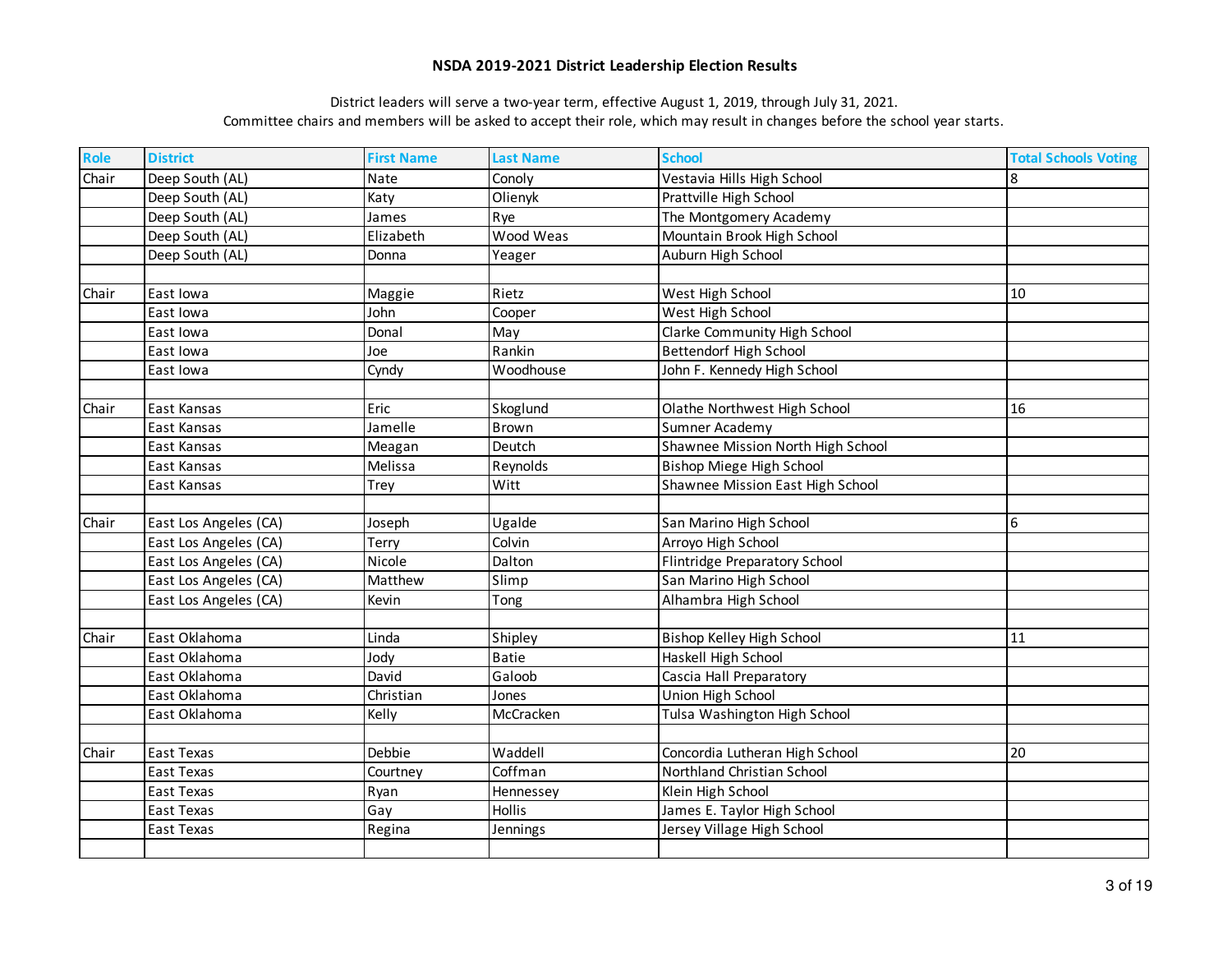# NSDA 2019-2021 District Leadership Election Results

District leaders will serve a two-year term, effective August 1, 2019, through July 31, 2021.
Committee chairs and members will be asked to accept their role, which may result in changes before the school year starts.

| Role | District | First Name | Last Name | School | Total Schools Voting |
|---|---|---|---|---|---|
| Chair | Deep South (AL) | Nate | Conoly | Vestavia Hills High School | 8 |
| | Deep South (AL) | Katy | Olienyk | Prattville High School | |
| | Deep South (AL) | James | Rye | The Montgomery Academy | |
| | Deep South (AL) | Elizabeth | Wood Weas | Mountain Brook High School | |
| | Deep South (AL) | Donna | Yeager | Auburn High School | |
| | | | | | |
| Chair | East Iowa | Maggie | Rietz | West High School | 10 |
| | East Iowa | John | Cooper | West High School | |
| | East Iowa | Donal | May | Clarke Community High School | |
| | East Iowa | Joe | Rankin | Bettendorf High School | |
| | East Iowa | Cyndy | Woodhouse | John F. Kennedy High School | |
| | | | | | |
| Chair | East Kansas | Eric | Skoglund | Olathe Northwest High School | 16 |
| | East Kansas | Jamelle | Brown | Sumner Academy | |
| | East Kansas | Meagan | Deutch | Shawnee Mission North High School | |
| | East Kansas | Melissa | Reynolds | Bishop Miege High School | |
| | East Kansas | Trey | Witt | Shawnee Mission East High School | |
| | | | | | |
| Chair | East Los Angeles (CA) | Joseph | Ugalde | San Marino High School | 6 |
| | East Los Angeles (CA) | Terry | Colvin | Arroyo High School | |
| | East Los Angeles (CA) | Nicole | Dalton | Flintridge Preparatory School | |
| | East Los Angeles (CA) | Matthew | Slimp | San Marino High School | |
| | East Los Angeles (CA) | Kevin | Tong | Alhambra High School | |
| | | | | | |
| Chair | East Oklahoma | Linda | Shipley | Bishop Kelley High School | 11 |
| | East Oklahoma | Jody | Batie | Haskell High School | |
| | East Oklahoma | David | Galoob | Cascia Hall Preparatory | |
| | East Oklahoma | Christian | Jones | Union High School | |
| | East Oklahoma | Kelly | McCracken | Tulsa Washington High School | |
| | | | | | |
| Chair | East Texas | Debbie | Waddell | Concordia Lutheran High School | 20 |
| | East Texas | Courtney | Coffman | Northland Christian School | |
| | East Texas | Ryan | Hennessey | Klein High School | |
| | East Texas | Gay | Hollis | James E. Taylor High School | |
| | East Texas | Regina | Jennings | Jersey Village High School | |
| | | | | | |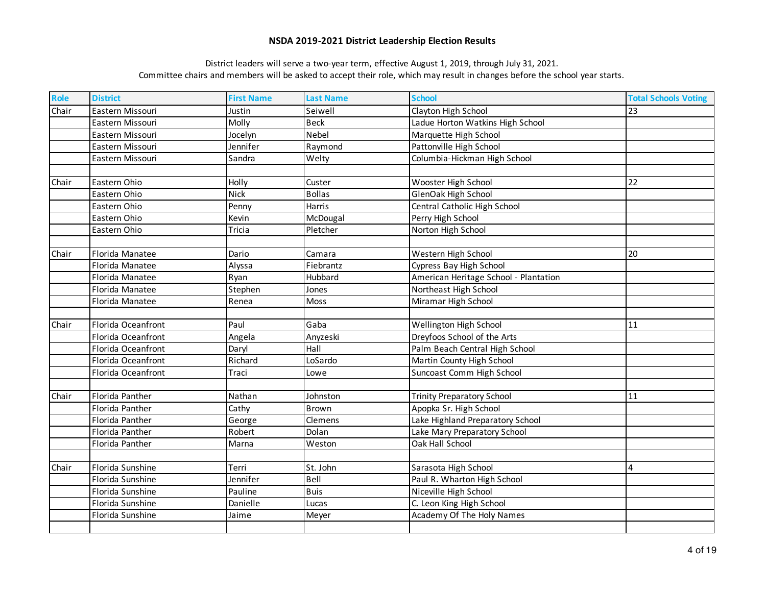## NSDA 2019-2021 District Leadership Election Results

District leaders will serve a two-year term, effective August 1, 2019, through July 31, 2021.
Committee chairs and members will be asked to accept their role, which may result in changes before the school year starts.

| Role | District | First Name | Last Name | School | Total Schools Voting |
|---|---|---|---|---|---|
| Chair | Eastern Missouri | Justin | Seiwell | Clayton High School | 23 |
| | Eastern Missouri | Molly | Beck | Ladue Horton Watkins High School | |
| | Eastern Missouri | Jocelyn | Nebel | Marquette High School | |
| | Eastern Missouri | Jennifer | Raymond | Pattonville High School | |
| | Eastern Missouri | Sandra | Welty | Columbia-Hickman High School | |
| | | | | | |
| Chair | Eastern Ohio | Holly | Custer | Wooster High School | 22 |
| | Eastern Ohio | Nick | Bollas | GlenOak High School | |
| | Eastern Ohio | Penny | Harris | Central Catholic High School | |
| | Eastern Ohio | Kevin | McDougal | Perry High School | |
| | Eastern Ohio | Tricia | Pletcher | Norton High School | |
| | | | | | |
| Chair | Florida Manatee | Dario | Camara | Western High School | 20 |
| | Florida Manatee | Alyssa | Fiebrantz | Cypress Bay High School | |
| | Florida Manatee | Ryan | Hubbard | American Heritage School - Plantation | |
| | Florida Manatee | Stephen | Jones | Northeast High School | |
| | Florida Manatee | Renea | Moss | Miramar High School | |
| | | | | | |
| Chair | Florida Oceanfront | Paul | Gaba | Wellington High School | 11 |
| | Florida Oceanfront | Angela | Anyzeski | Dreyfoos School of the Arts | |
| | Florida Oceanfront | Daryl | Hall | Palm Beach Central High School | |
| | Florida Oceanfront | Richard | LoSardo | Martin County High School | |
| | Florida Oceanfront | Traci | Lowe | Suncoast Comm High School | |
| | | | | | |
| Chair | Florida Panther | Nathan | Johnston | Trinity Preparatory School | 11 |
| | Florida Panther | Cathy | Brown | Apopka Sr. High School | |
| | Florida Panther | George | Clemens | Lake Highland Preparatory School | |
| | Florida Panther | Robert | Dolan | Lake Mary Preparatory School | |
| | Florida Panther | Marna | Weston | Oak Hall School | |
| | | | | | |
| Chair | Florida Sunshine | Terri | St. John | Sarasota High School | 4 |
| | Florida Sunshine | Jennifer | Bell | Paul R. Wharton High School | |
| | Florida Sunshine | Pauline | Buis | Niceville High School | |
| | Florida Sunshine | Danielle | Lucas | C. Leon King High School | |
| | Florida Sunshine | Jaime | Meyer | Academy Of The Holy Names | |
| | | | | | |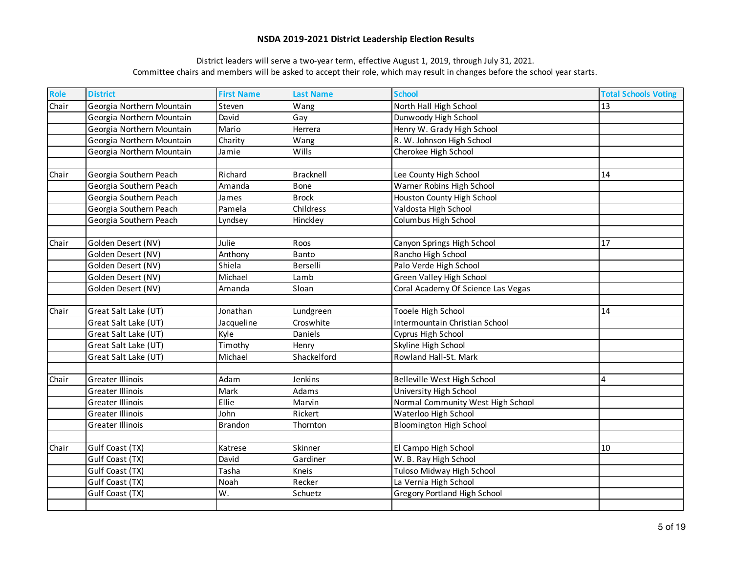**NSDA 2019-2021 District Leadership Election Results**

District leaders will serve a two-year term, effective August 1, 2019, through July 31, 2021.
Committee chairs and members will be asked to accept their role, which may result in changes before the school year starts.

| Role | District | First Name | Last Name | School | Total Schools Voting |
|---|---|---|---|---|---|
| Chair | Georgia Northern Mountain | Steven | Wang | North Hall High School | 13 |
| | Georgia Northern Mountain | David | Gay | Dunwoody High School | |
| | Georgia Northern Mountain | Mario | Herrera | Henry W. Grady High School | |
| | Georgia Northern Mountain | Charity | Wang | R. W. Johnson High School | |
| | Georgia Northern Mountain | Jamie | Wills | Cherokee High School | |
| | | | | | |
| Chair | Georgia Southern Peach | Richard | Bracknell | Lee County High School | 14 |
| | Georgia Southern Peach | Amanda | Bone | Warner Robins High School | |
| | Georgia Southern Peach | James | Brock | Houston County High School | |
| | Georgia Southern Peach | Pamela | Childress | Valdosta High School | |
| | Georgia Southern Peach | Lyndsey | Hinckley | Columbus High School | |
| | | | | | |
| Chair | Golden Desert (NV) | Julie | Roos | Canyon Springs High School | 17 |
| | Golden Desert (NV) | Anthony | Banto | Rancho High School | |
| | Golden Desert (NV) | Shiela | Berselli | Palo Verde High School | |
| | Golden Desert (NV) | Michael | Lamb | Green Valley High School | |
| | Golden Desert (NV) | Amanda | Sloan | Coral Academy Of Science Las Vegas | |
| | | | | | |
| Chair | Great Salt Lake (UT) | Jonathan | Lundgreen | Tooele High School | 14 |
| | Great Salt Lake (UT) | Jacqueline | Croswhite | Intermountain Christian School | |
| | Great Salt Lake (UT) | Kyle | Daniels | Cyprus High School | |
| | Great Salt Lake (UT) | Timothy | Henry | Skyline High School | |
| | Great Salt Lake (UT) | Michael | Shackelford | Rowland Hall-St. Mark | |
| | | | | | |
| Chair | Greater Illinois | Adam | Jenkins | Belleville West High School | 4 |
| | Greater Illinois | Mark | Adams | University High School | |
| | Greater Illinois | Ellie | Marvin | Normal Community West High School | |
| | Greater Illinois | John | Rickert | Waterloo High School | |
| | Greater Illinois | Brandon | Thornton | Bloomington High School | |
| | | | | | |
| Chair | Gulf Coast (TX) | Katrese | Skinner | El Campo High School | 10 |
| | Gulf Coast (TX) | David | Gardiner | W. B. Ray High School | |
| | Gulf Coast (TX) | Tasha | Kneis | Tuloso Midway High School | |
| | Gulf Coast (TX) | Noah | Recker | La Vernia High School | |
| | Gulf Coast (TX) | W. | Schuetz | Gregory Portland High School | |
| | | | | | |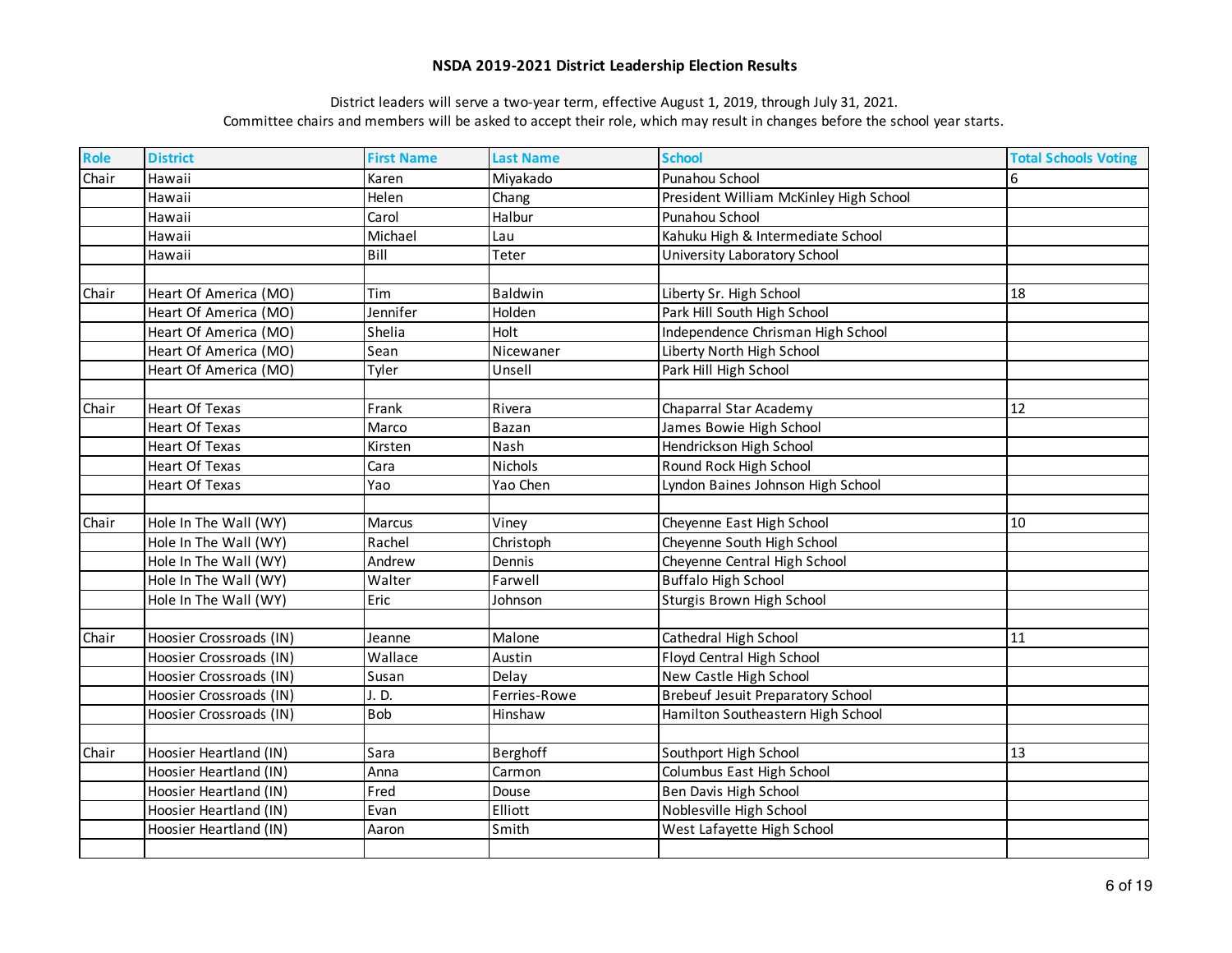# NSDA 2019-2021 District Leadership Election Results

District leaders will serve a two-year term, effective August 1, 2019, through July 31, 2021.
Committee chairs and members will be asked to accept their role, which may result in changes before the school year starts.

| Role | District | First Name | Last Name | School | Total Schools Voting |
|---|---|---|---|---|---|
| Chair | Hawaii | Karen | Miyakado | Punahou School | 6 |
| | Hawaii | Helen | Chang | President William McKinley High School | |
| | Hawaii | Carol | Halbur | Punahou School | |
| | Hawaii | Michael | Lau | Kahuku High & Intermediate School | |
| | Hawaii | Bill | Teter | University Laboratory School | |
| | | | | | |
| Chair | Heart Of America (MO) | Tim | Baldwin | Liberty Sr. High School | 18 |
| | Heart Of America (MO) | Jennifer | Holden | Park Hill South High School | |
| | Heart Of America (MO) | Shelia | Holt | Independence Chrisman High School | |
| | Heart Of America (MO) | Sean | Nicewaner | Liberty North High School | |
| | Heart Of America (MO) | Tyler | Unsell | Park Hill High School | |
| | | | | | |
| Chair | Heart Of Texas | Frank | Rivera | Chaparral Star Academy | 12 |
| | Heart Of Texas | Marco | Bazan | James Bowie High School | |
| | Heart Of Texas | Kirsten | Nash | Hendrickson High School | |
| | Heart Of Texas | Cara | Nichols | Round Rock High School | |
| | Heart Of Texas | Yao | Yao Chen | Lyndon Baines Johnson High School | |
| | | | | | |
| Chair | Hole In The Wall (WY) | Marcus | Viney | Cheyenne East High School | 10 |
| | Hole In The Wall (WY) | Rachel | Christoph | Cheyenne South High School | |
| | Hole In The Wall (WY) | Andrew | Dennis | Cheyenne Central High School | |
| | Hole In The Wall (WY) | Walter | Farwell | Buffalo High School | |
| | Hole In The Wall (WY) | Eric | Johnson | Sturgis Brown High School | |
| | | | | | |
| Chair | Hoosier Crossroads (IN) | Jeanne | Malone | Cathedral High School | 11 |
| | Hoosier Crossroads (IN) | Wallace | Austin | Floyd Central High School | |
| | Hoosier Crossroads (IN) | Susan | Delay | New Castle High School | |
| | Hoosier Crossroads (IN) | J. D. | Ferries-Rowe | Brebeuf Jesuit Preparatory School | |
| | Hoosier Crossroads (IN) | Bob | Hinshaw | Hamilton Southeastern High School | |
| | | | | | |
| Chair | Hoosier Heartland (IN) | Sara | Berghoff | Southport High School | 13 |
| | Hoosier Heartland (IN) | Anna | Carmon | Columbus East High School | |
| | Hoosier Heartland (IN) | Fred | Douse | Ben Davis High School | |
| | Hoosier Heartland (IN) | Evan | Elliott | Noblesville High School | |
| | Hoosier Heartland (IN) | Aaron | Smith | West Lafayette High School | |
| | | | | | |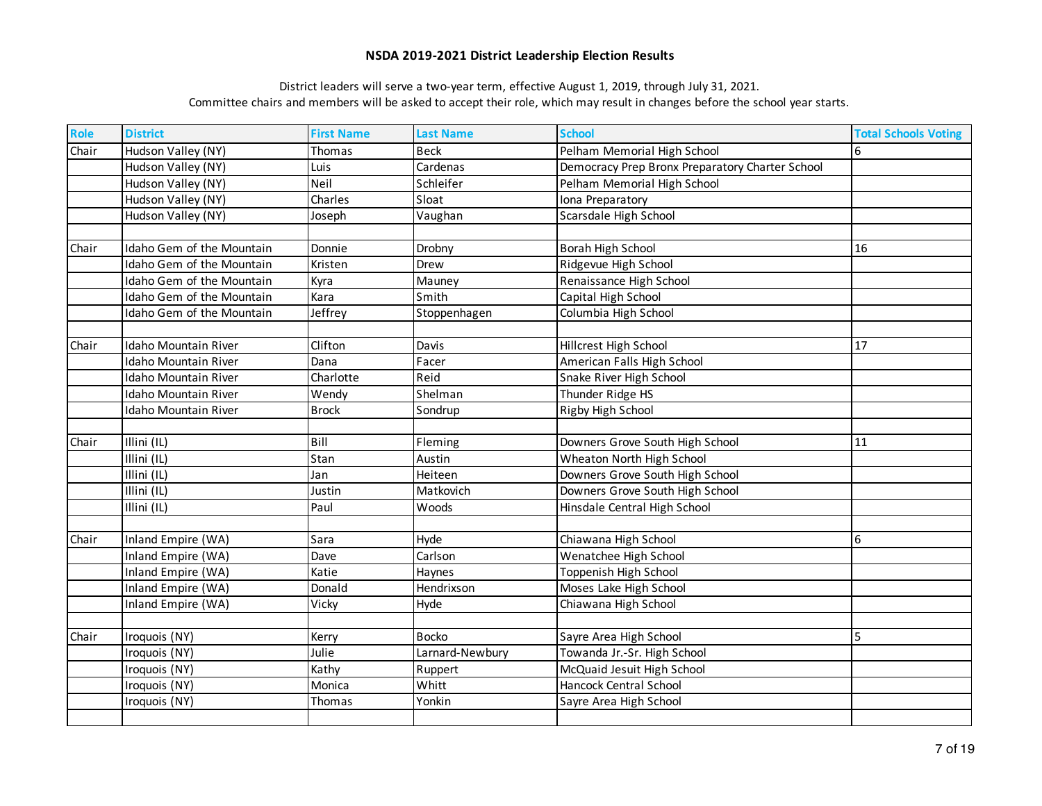# NSDA 2019-2021 District Leadership Election Results

District leaders will serve a two-year term, effective August 1, 2019, through July 31, 2021.
Committee chairs and members will be asked to accept their role, which may result in changes before the school year starts.

| Role | District | First Name | Last Name | School | Total Schools Voting |
|---|---|---|---|---|---|
| Chair | Hudson Valley (NY) | Thomas | Beck | Pelham Memorial High School | 6 |
| | Hudson Valley (NY) | Luis | Cardenas | Democracy Prep Bronx Preparatory Charter School | |
| | Hudson Valley (NY) | Neil | Schleifer | Pelham Memorial High School | |
| | Hudson Valley (NY) | Charles | Sloat | Iona Preparatory | |
| | Hudson Valley (NY) | Joseph | Vaughan | Scarsdale High School | |
| | | | | | |
| Chair | Idaho Gem of the Mountain | Donnie | Drobny | Borah High School | 16 |
| | Idaho Gem of the Mountain | Kristen | Drew | Ridgevue High School | |
| | Idaho Gem of the Mountain | Kyra | Mauney | Renaissance High School | |
| | Idaho Gem of the Mountain | Kara | Smith | Capital High School | |
| | Idaho Gem of the Mountain | Jeffrey | Stoppenhagen | Columbia High School | |
| | | | | | |
| Chair | Idaho Mountain River | Clifton | Davis | Hillcrest High School | 17 |
| | Idaho Mountain River | Dana | Facer | American Falls High School | |
| | Idaho Mountain River | Charlotte | Reid | Snake River High School | |
| | Idaho Mountain River | Wendy | Shelman | Thunder Ridge HS | |
| | Idaho Mountain River | Brock | Sondrup | Rigby High School | |
| | | | | | |
| Chair | Illini (IL) | Bill | Fleming | Downers Grove South High School | 11 |
| | Illini (IL) | Stan | Austin | Wheaton North High School | |
| | Illini (IL) | Jan | Heiteen | Downers Grove South High School | |
| | Illini (IL) | Justin | Matkovich | Downers Grove South High School | |
| | Illini (IL) | Paul | Woods | Hinsdale Central High School | |
| | | | | | |
| Chair | Inland Empire (WA) | Sara | Hyde | Chiawana High School | 6 |
| | Inland Empire (WA) | Dave | Carlson | Wenatchee High School | |
| | Inland Empire (WA) | Katie | Haynes | Toppenish High School | |
| | Inland Empire (WA) | Donald | Hendrixson | Moses Lake High School | |
| | Inland Empire (WA) | Vicky | Hyde | Chiawana High School | |
| | | | | | |
| Chair | Iroquois (NY) | Kerry | Bocko | Sayre Area High School | 5 |
| | Iroquois (NY) | Julie | Larnard-Newbury | Towanda Jr.-Sr. High School | |
| | Iroquois (NY) | Kathy | Ruppert | McQuaid Jesuit High School | |
| | Iroquois (NY) | Monica | Whitt | Hancock Central School | |
| | Iroquois (NY) | Thomas | Yonkin | Sayre Area High School | |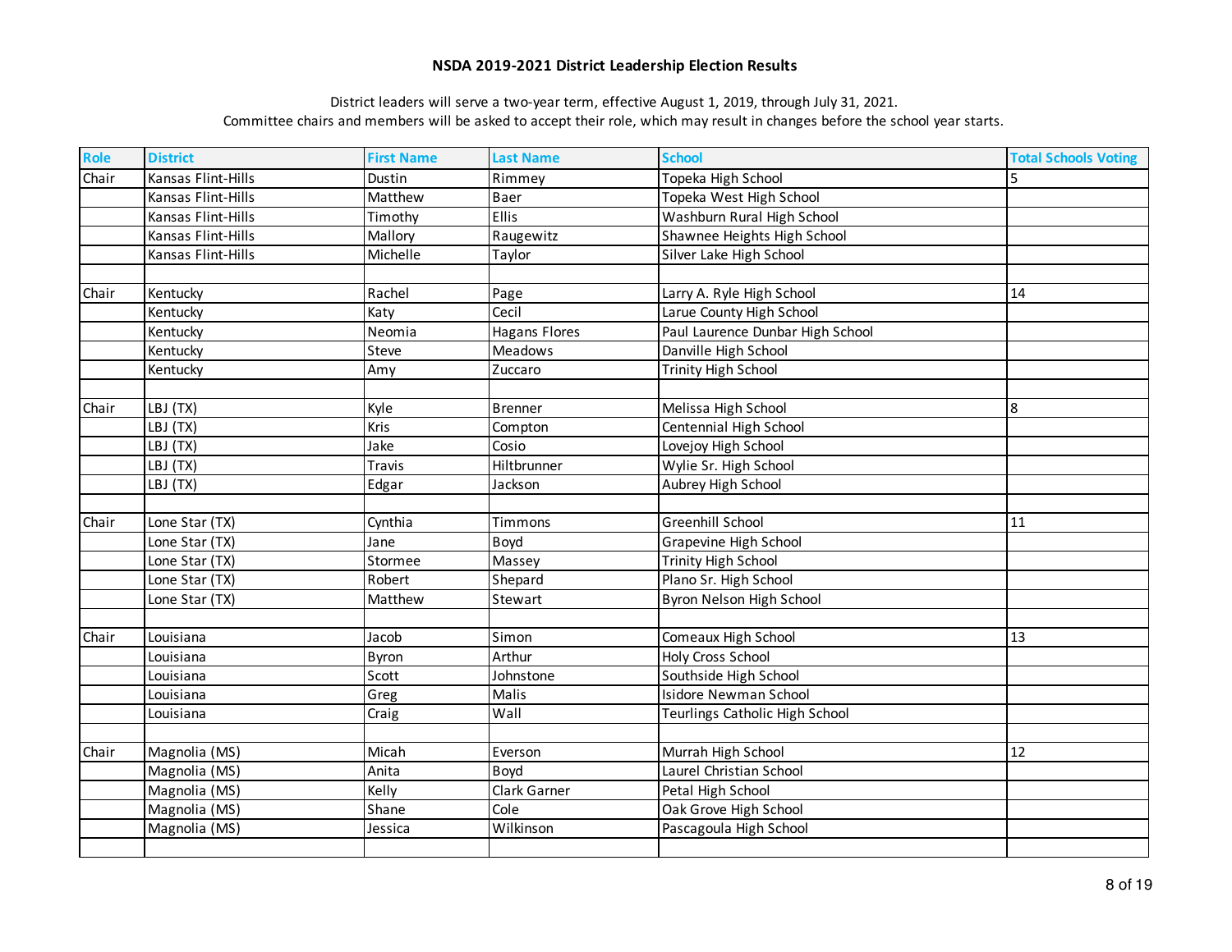# NSDA 2019-2021 District Leadership Election Results

District leaders will serve a two-year term, effective August 1, 2019, through July 31, 2021.
Committee chairs and members will be asked to accept their role, which may result in changes before the school year starts.

| Role | District | First Name | Last Name | School | Total Schools Voting |
|---|---|---|---|---|---|
| Chair | Kansas Flint-Hills | Dustin | Rimmey | Topeka High School | 5 |
| | Kansas Flint-Hills | Matthew | Baer | Topeka West High School | |
| | Kansas Flint-Hills | Timothy | Ellis | Washburn Rural High School | |
| | Kansas Flint-Hills | Mallory | Raugewitz | Shawnee Heights High School | |
| | Kansas Flint-Hills | Michelle | Taylor | Silver Lake High School | |
| | | | | | |
| Chair | Kentucky | Rachel | Page | Larry A. Ryle High School | 14 |
| | Kentucky | Katy | Cecil | Larue County High School | |
| | Kentucky | Neomia | Hagans Flores | Paul Laurence Dunbar High School | |
| | Kentucky | Steve | Meadows | Danville High School | |
| | Kentucky | Amy | Zuccaro | Trinity High School | |
| | | | | | |
| Chair | LBJ (TX) | Kyle | Brenner | Melissa High School | 8 |
| | LBJ (TX) | Kris | Compton | Centennial High School | |
| | LBJ (TX) | Jake | Cosio | Lovejoy High School | |
| | LBJ (TX) | Travis | Hiltbrunner | Wylie Sr. High School | |
| | LBJ (TX) | Edgar | Jackson | Aubrey High School | |
| | | | | | |
| Chair | Lone Star (TX) | Cynthia | Timmons | Greenhill School | 11 |
| | Lone Star (TX) | Jane | Boyd | Grapevine High School | |
| | Lone Star (TX) | Stormee | Massey | Trinity High School | |
| | Lone Star (TX) | Robert | Shepard | Plano Sr. High School | |
| | Lone Star (TX) | Matthew | Stewart | Byron Nelson High School | |
| | | | | | |
| Chair | Louisiana | Jacob | Simon | Comeaux High School | 13 |
| | Louisiana | Byron | Arthur | Holy Cross School | |
| | Louisiana | Scott | Johnstone | Southside High School | |
| | Louisiana | Greg | Malis | Isidore Newman School | |
| | Louisiana | Craig | Wall | Teurlings Catholic High School | |
| | | | | | |
| Chair | Magnolia (MS) | Micah | Everson | Murrah High School | 12 |
| | Magnolia (MS) | Anita | Boyd | Laurel Christian School | |
| | Magnolia (MS) | Kelly | Clark Garner | Petal High School | |
| | Magnolia (MS) | Shane | Cole | Oak Grove High School | |
| | Magnolia (MS) | Jessica | Wilkinson | Pascagoula High School | |
| | | | | | |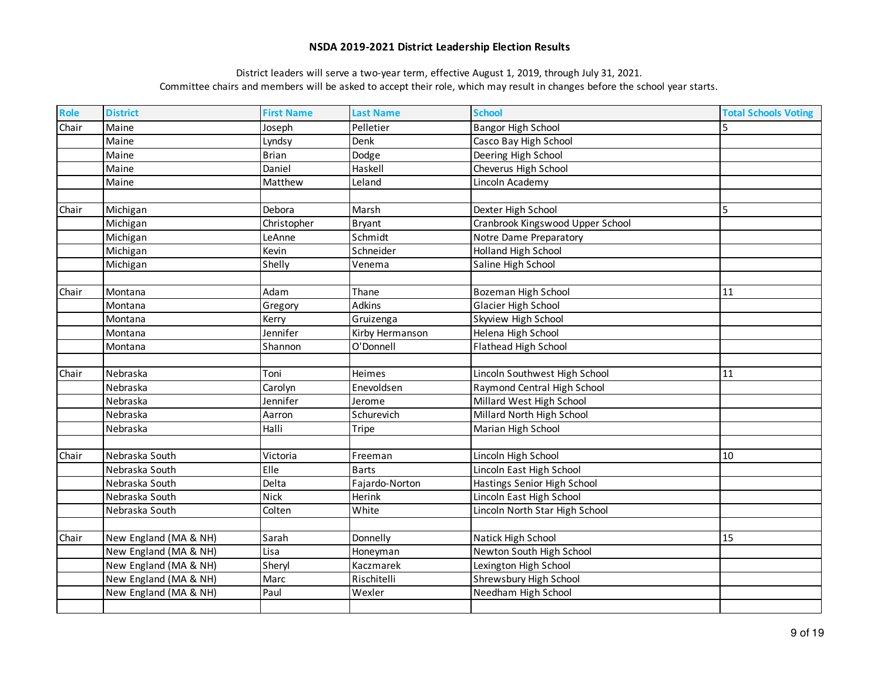# NSDA 2019-2021 District Leadership Election Results

District leaders will serve a two-year term, effective August 1, 2019, through July 31, 2021.
Committee chairs and members will be asked to accept their role, which may result in changes before the school year starts.

| Role | District | First Name | Last Name | School | Total Schools Voting |
|---|---|---|---|---|---|
| Chair | Maine | Joseph | Pelletier | Bangor High School | 5 |
| | Maine | Lyndsy | Denk | Casco Bay High School | |
| | Maine | Brian | Dodge | Deering High School | |
| | Maine | Daniel | Haskell | Cheverus High School | |
| | Maine | Matthew | Leland | Lincoln Academy | |
| | | | | | |
| Chair | Michigan | Debora | Marsh | Dexter High School | 5 |
| | Michigan | Christopher | Bryant | Cranbrook Kingswood Upper School | |
| | Michigan | LeAnne | Schmidt | Notre Dame Preparatory | |
| | Michigan | Kevin | Schneider | Holland High School | |
| | Michigan | Shelly | Venema | Saline High School | |
| | | | | | |
| Chair | Montana | Adam | Thane | Bozeman High School | 11 |
| | Montana | Gregory | Adkins | Glacier High School | |
| | Montana | Kerry | Gruizenga | Skyview High School | |
| | Montana | Jennifer | Kirby Hermanson | Helena High School | |
| | Montana | Shannon | O'Donnell | Flathead High School | |
| | | | | | |
| Chair | Nebraska | Toni | Heimes | Lincoln Southwest High School | 11 |
| | Nebraska | Carolyn | Enevoldsen | Raymond Central High School | |
| | Nebraska | Jennifer | Jerome | Millard West High School | |
| | Nebraska | Aarron | Schurevich | Millard North High School | |
| | Nebraska | Halli | Tripe | Marian High School | |
| | | | | | |
| Chair | Nebraska South | Victoria | Freeman | Lincoln High School | 10 |
| | Nebraska South | Elle | Barts | Lincoln East High School | |
| | Nebraska South | Delta | Fajardo-Norton | Hastings Senior High School | |
| | Nebraska South | Nick | Herink | Lincoln East High School | |
| | Nebraska South | Colten | White | Lincoln North Star High School | |
| | | | | | |
| Chair | New England (MA & NH) | Sarah | Donnelly | Natick High School | 15 |
| | New England (MA & NH) | Lisa | Honeyman | Newton South High School | |
| | New England (MA & NH) | Sheryl | Kaczmarek | Lexington High School | |
| | New England (MA & NH) | Marc | Rischitelli | Shrewsbury High School | |
| | New England (MA & NH) | Paul | Wexler | Needham High School | |
| | | | | | |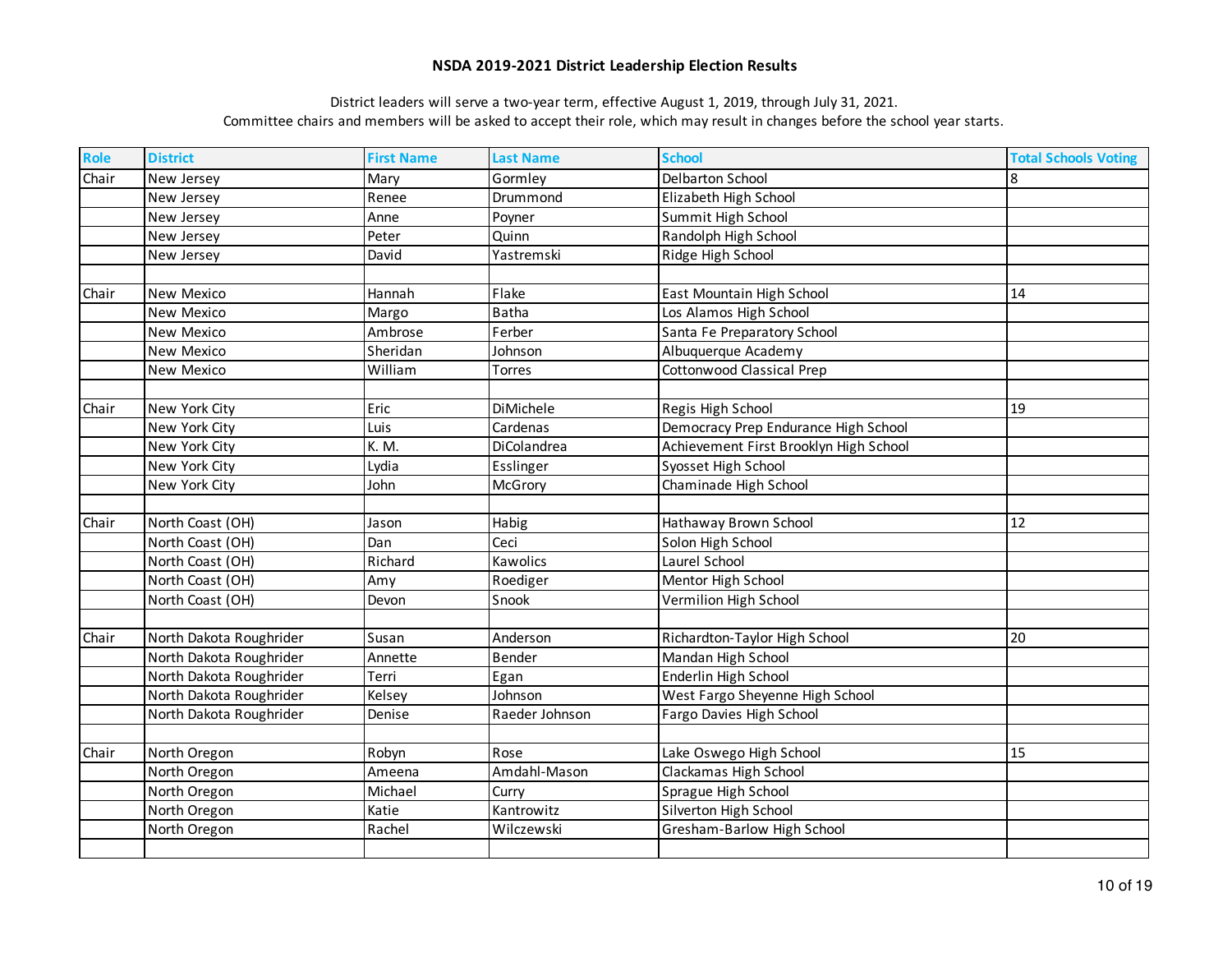# NSDA 2019-2021 District Leadership Election Results

District leaders will serve a two-year term, effective August 1, 2019, through July 31, 2021.
Committee chairs and members will be asked to accept their role, which may result in changes before the school year starts.

| Role | District | First Name | Last Name | School | Total Schools Voting |
|---|---|---|---|---|---|
| Chair | New Jersey | Mary | Gormley | Delbarton School | 8 |
| | New Jersey | Renee | Drummond | Elizabeth High School | |
| | New Jersey | Anne | Poyner | Summit High School | |
| | New Jersey | Peter | Quinn | Randolph High School | |
| | New Jersey | David | Yastremski | Ridge High School | |
| | | | | | |
| Chair | New Mexico | Hannah | Flake | East Mountain High School | 14 |
| | New Mexico | Margo | Batha | Los Alamos High School | |
| | New Mexico | Ambrose | Ferber | Santa Fe Preparatory School | |
| | New Mexico | Sheridan | Johnson | Albuquerque Academy | |
| | New Mexico | William | Torres | Cottonwood Classical Prep | |
| | | | | | |
| Chair | New York City | Eric | DiMichele | Regis High School | 19 |
| | New York City | Luis | Cardenas | Democracy Prep Endurance High School | |
| | New York City | K. M. | DiColandrea | Achievement First Brooklyn High School | |
| | New York City | Lydia | Esslinger | Syosset High School | |
| | New York City | John | McGrory | Chaminade High School | |
| | | | | | |
| Chair | North Coast (OH) | Jason | Habig | Hathaway Brown School | 12 |
| | North Coast (OH) | Dan | Ceci | Solon High School | |
| | North Coast (OH) | Richard | Kawolics | Laurel School | |
| | North Coast (OH) | Amy | Roediger | Mentor High School | |
| | North Coast (OH) | Devon | Snook | Vermilion High School | |
| | | | | | |
| Chair | North Dakota Roughrider | Susan | Anderson | Richardton-Taylor High School | 20 |
| | North Dakota Roughrider | Annette | Bender | Mandan High School | |
| | North Dakota Roughrider | Terri | Egan | Enderlin High School | |
| | North Dakota Roughrider | Kelsey | Johnson | West Fargo Sheyenne High School | |
| | North Dakota Roughrider | Denise | Raeder Johnson | Fargo Davies High School | |
| | | | | | |
| Chair | North Oregon | Robyn | Rose | Lake Oswego High School | 15 |
| | North Oregon | Ameena | Amdahl-Mason | Clackamas High School | |
| | North Oregon | Michael | Curry | Sprague High School | |
| | North Oregon | Katie | Kantrowitz | Silverton High School | |
| | North Oregon | Rachel | Wilczewski | Gresham-Barlow High School | |
| | | | | | |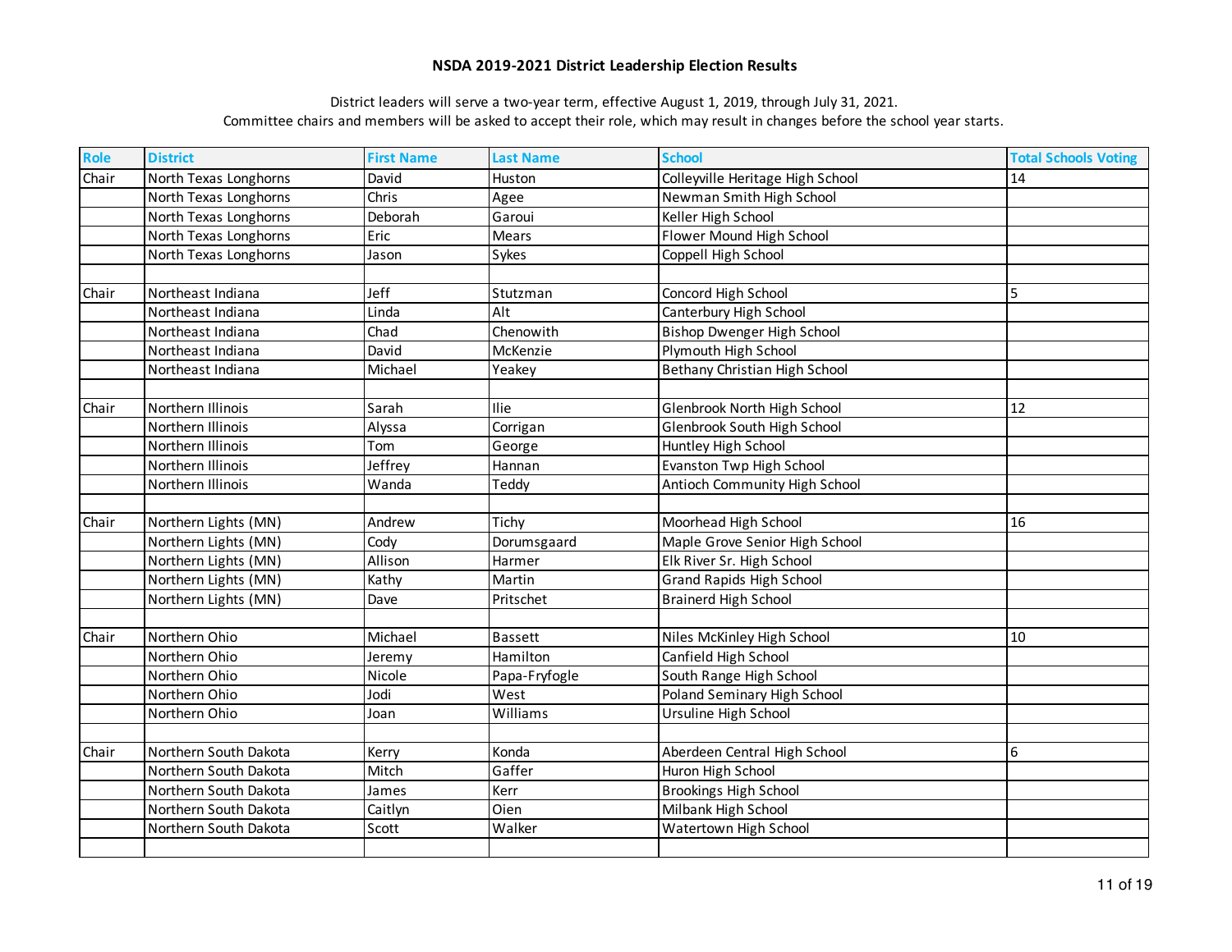# NSDA 2019-2021 District Leadership Election Results

District leaders will serve a two-year term, effective August 1, 2019, through July 31, 2021.
Committee chairs and members will be asked to accept their role, which may result in changes before the school year starts.

| Role | District | First Name | Last Name | School | Total Schools Voting |
|---|---|---|---|---|---|
| Chair | North Texas Longhorns | David | Huston | Colleyville Heritage High School | 14 |
| | North Texas Longhorns | Chris | Agee | Newman Smith High School | |
| | North Texas Longhorns | Deborah | Garoui | Keller High School | |
| | North Texas Longhorns | Eric | Mears | Flower Mound High School | |
| | North Texas Longhorns | Jason | Sykes | Coppell High School | |
| | | | | | |
| Chair | Northeast Indiana | Jeff | Stutzman | Concord High School | 5 |
| | Northeast Indiana | Linda | Alt | Canterbury High School | |
| | Northeast Indiana | Chad | Chenowith | Bishop Dwenger High School | |
| | Northeast Indiana | David | McKenzie | Plymouth High School | |
| | Northeast Indiana | Michael | Yeakey | Bethany Christian High School | |
| | | | | | |
| Chair | Northern Illinois | Sarah | Ilie | Glenbrook North High School | 12 |
| | Northern Illinois | Alyssa | Corrigan | Glenbrook South High School | |
| | Northern Illinois | Tom | George | Huntley High School | |
| | Northern Illinois | Jeffrey | Hannan | Evanston Twp High School | |
| | Northern Illinois | Wanda | Teddy | Antioch Community High School | |
| | | | | | |
| Chair | Northern Lights (MN) | Andrew | Tichy | Moorhead High School | 16 |
| | Northern Lights (MN) | Cody | Dorumsgaard | Maple Grove Senior High School | |
| | Northern Lights (MN) | Allison | Harmer | Elk River Sr. High School | |
| | Northern Lights (MN) | Kathy | Martin | Grand Rapids High School | |
| | Northern Lights (MN) | Dave | Pritschet | Brainerd High School | |
| | | | | | |
| Chair | Northern Ohio | Michael | Bassett | Niles McKinley High School | 10 |
| | Northern Ohio | Jeremy | Hamilton | Canfield High School | |
| | Northern Ohio | Nicole | Papa-Fryfogle | South Range High School | |
| | Northern Ohio | Jodi | West | Poland Seminary High School | |
| | Northern Ohio | Joan | Williams | Ursuline High School | |
| | | | | | |
| Chair | Northern South Dakota | Kerry | Konda | Aberdeen Central High School | 6 |
| | Northern South Dakota | Mitch | Gaffer | Huron High School | |
| | Northern South Dakota | James | Kerr | Brookings High School | |
| | Northern South Dakota | Caitlyn | Oien | Milbank High School | |
| | Northern South Dakota | Scott | Walker | Watertown High School | |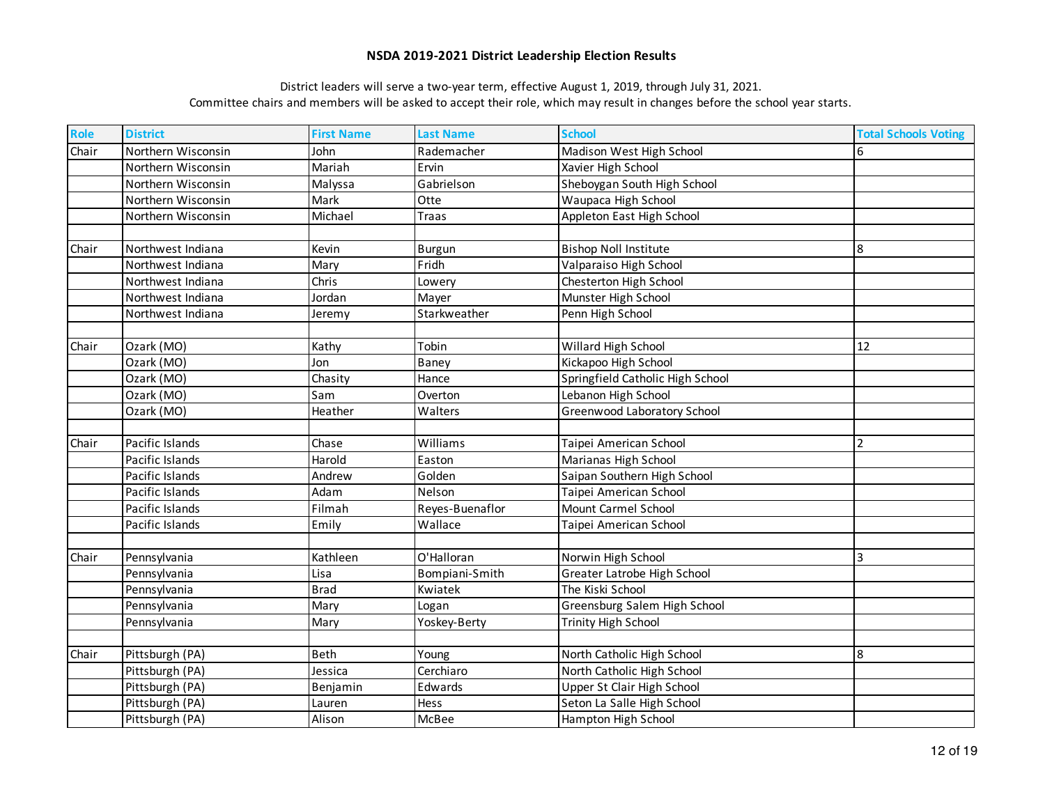# NSDA 2019-2021 District Leadership Election Results

District leaders will serve a two-year term, effective August 1, 2019, through July 31, 2021.
Committee chairs and members will be asked to accept their role, which may result in changes before the school year starts.

| Role | District | First Name | Last Name | School | Total Schools Voting |
|---|---|---|---|---|---|
| Chair | Northern Wisconsin | John | Rademacher | Madison West High School | 6 |
| | Northern Wisconsin | Mariah | Ervin | Xavier High School | |
| | Northern Wisconsin | Malyssa | Gabrielson | Sheboygan South High School | |
| | Northern Wisconsin | Mark | Otte | Waupaca High School | |
| | Northern Wisconsin | Michael | Traas | Appleton East High School | |
| | | | | | |
| Chair | Northwest Indiana | Kevin | Burgun | Bishop Noll Institute | 8 |
| | Northwest Indiana | Mary | Fridh | Valparaiso High School | |
| | Northwest Indiana | Chris | Lowery | Chesterton High School | |
| | Northwest Indiana | Jordan | Mayer | Munster High School | |
| | Northwest Indiana | Jeremy | Starkweather | Penn High School | |
| | | | | | |
| Chair | Ozark (MO) | Kathy | Tobin | Willard High School | 12 |
| | Ozark (MO) | Jon | Baney | Kickapoo High School | |
| | Ozark (MO) | Chasity | Hance | Springfield Catholic High School | |
| | Ozark (MO) | Sam | Overton | Lebanon High School | |
| | Ozark (MO) | Heather | Walters | Greenwood Laboratory School | |
| | | | | | |
| Chair | Pacific Islands | Chase | Williams | Taipei American School | 2 |
| | Pacific Islands | Harold | Easton | Marianas High School | |
| | Pacific Islands | Andrew | Golden | Saipan Southern High School | |
| | Pacific Islands | Adam | Nelson | Taipei American School | |
| | Pacific Islands | Filmah | Reyes-Buenaflor | Mount Carmel School | |
| | Pacific Islands | Emily | Wallace | Taipei American School | |
| | | | | | |
| Chair | Pennsylvania | Kathleen | O'Halloran | Norwin High School | 3 |
| | Pennsylvania | Lisa | Bompiani-Smith | Greater Latrobe High School | |
| | Pennsylvania | Brad | Kwiatek | The Kiski School | |
| | Pennsylvania | Mary | Logan | Greensburg Salem High School | |
| | Pennsylvania | Mary | Yoskey-Berty | Trinity High School | |
| | | | | | |
| Chair | Pittsburgh (PA) | Beth | Young | North Catholic High School | 8 |
| | Pittsburgh (PA) | Jessica | Cerchiaro | North Catholic High School | |
| | Pittsburgh (PA) | Benjamin | Edwards | Upper St Clair High School | |
| | Pittsburgh (PA) | Lauren | Hess | Seton La Salle High School | |
| | Pittsburgh (PA) | Alison | McBee | Hampton High School | |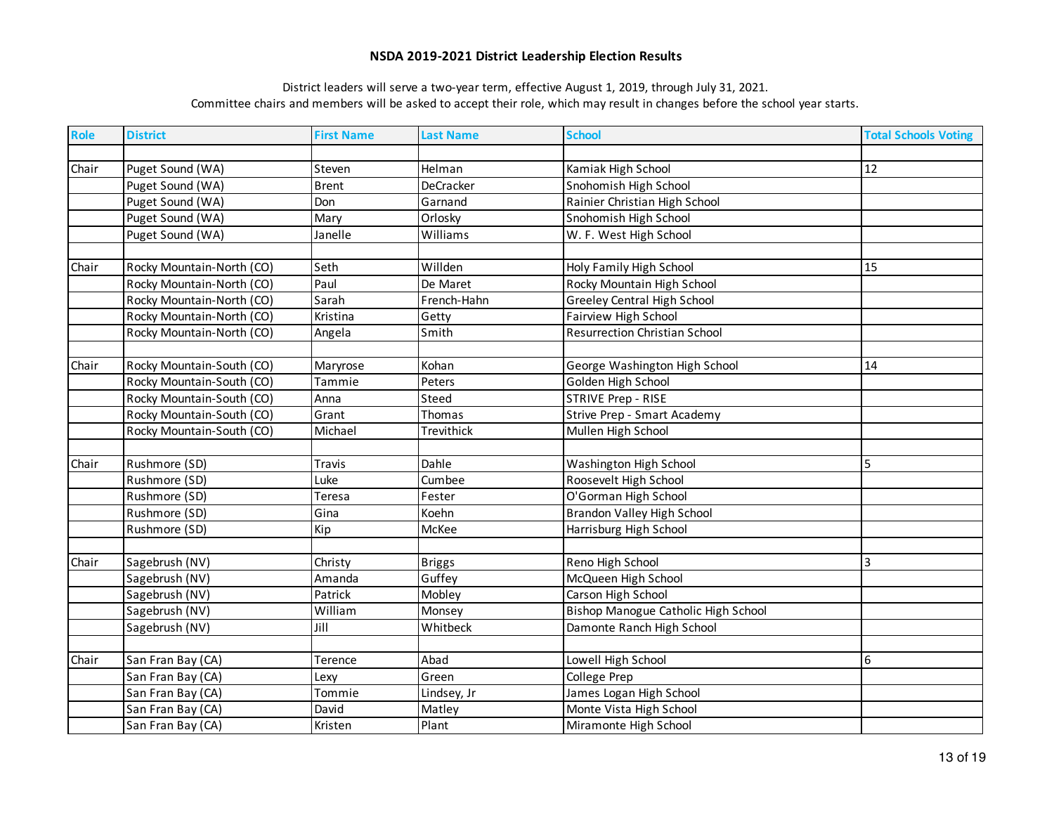# NSDA 2019-2021 District Leadership Election Results

District leaders will serve a two-year term, effective August 1, 2019, through July 31, 2021.
Committee chairs and members will be asked to accept their role, which may result in changes before the school year starts.

| Role | District | First Name | Last Name | School | Total Schools Voting |
|---|---|---|---|---|---|
| | | | | | |
| Chair | Puget Sound (WA) | Steven | Helman | Kamiak High School | 12 |
| | Puget Sound (WA) | Brent | DeCracker | Snohomish High School | |
| | Puget Sound (WA) | Don | Garnand | Rainier Christian High School | |
| | Puget Sound (WA) | Mary | Orlosky | Snohomish High School | |
| | Puget Sound (WA) | Janelle | Williams | W. F. West High School | |
| | | | | | |
| Chair | Rocky Mountain-North (CO) | Seth | Willden | Holy Family High School | 15 |
| | Rocky Mountain-North (CO) | Paul | De Maret | Rocky Mountain High School | |
| | Rocky Mountain-North (CO) | Sarah | French-Hahn | Greeley Central High School | |
| | Rocky Mountain-North (CO) | Kristina | Getty | Fairview High School | |
| | Rocky Mountain-North (CO) | Angela | Smith | Resurrection Christian School | |
| | | | | | |
| Chair | Rocky Mountain-South (CO) | Maryrose | Kohan | George Washington High School | 14 |
| | Rocky Mountain-South (CO) | Tammie | Peters | Golden High School | |
| | Rocky Mountain-South (CO) | Anna | Steed | STRIVE Prep - RISE | |
| | Rocky Mountain-South (CO) | Grant | Thomas | Strive Prep - Smart Academy | |
| | Rocky Mountain-South (CO) | Michael | Trevithick | Mullen High School | |
| | | | | | |
| Chair | Rushmore (SD) | Travis | Dahle | Washington High School | 5 |
| | Rushmore (SD) | Luke | Cumbee | Roosevelt High School | |
| | Rushmore (SD) | Teresa | Fester | O'Gorman High School | |
| | Rushmore (SD) | Gina | Koehn | Brandon Valley High School | |
| | Rushmore (SD) | Kip | McKee | Harrisburg High School | |
| | | | | | |
| Chair | Sagebrush (NV) | Christy | Briggs | Reno High School | 3 |
| | Sagebrush (NV) | Amanda | Guffey | McQueen High School | |
| | Sagebrush (NV) | Patrick | Mobley | Carson High School | |
| | Sagebrush (NV) | William | Monsey | Bishop Manogue Catholic High School | |
| | Sagebrush (NV) | Jill | Whitbeck | Damonte Ranch High School | |
| | | | | | |
| Chair | San Fran Bay (CA) | Terence | Abad | Lowell High School | 6 |
| | San Fran Bay (CA) | Lexy | Green | College Prep | |
| | San Fran Bay (CA) | Tommie | Lindsey, Jr | James Logan High School | |
| | San Fran Bay (CA) | David | Matley | Monte Vista High School | |
| | San Fran Bay (CA) | Kristen | Plant | Miramonte High School | |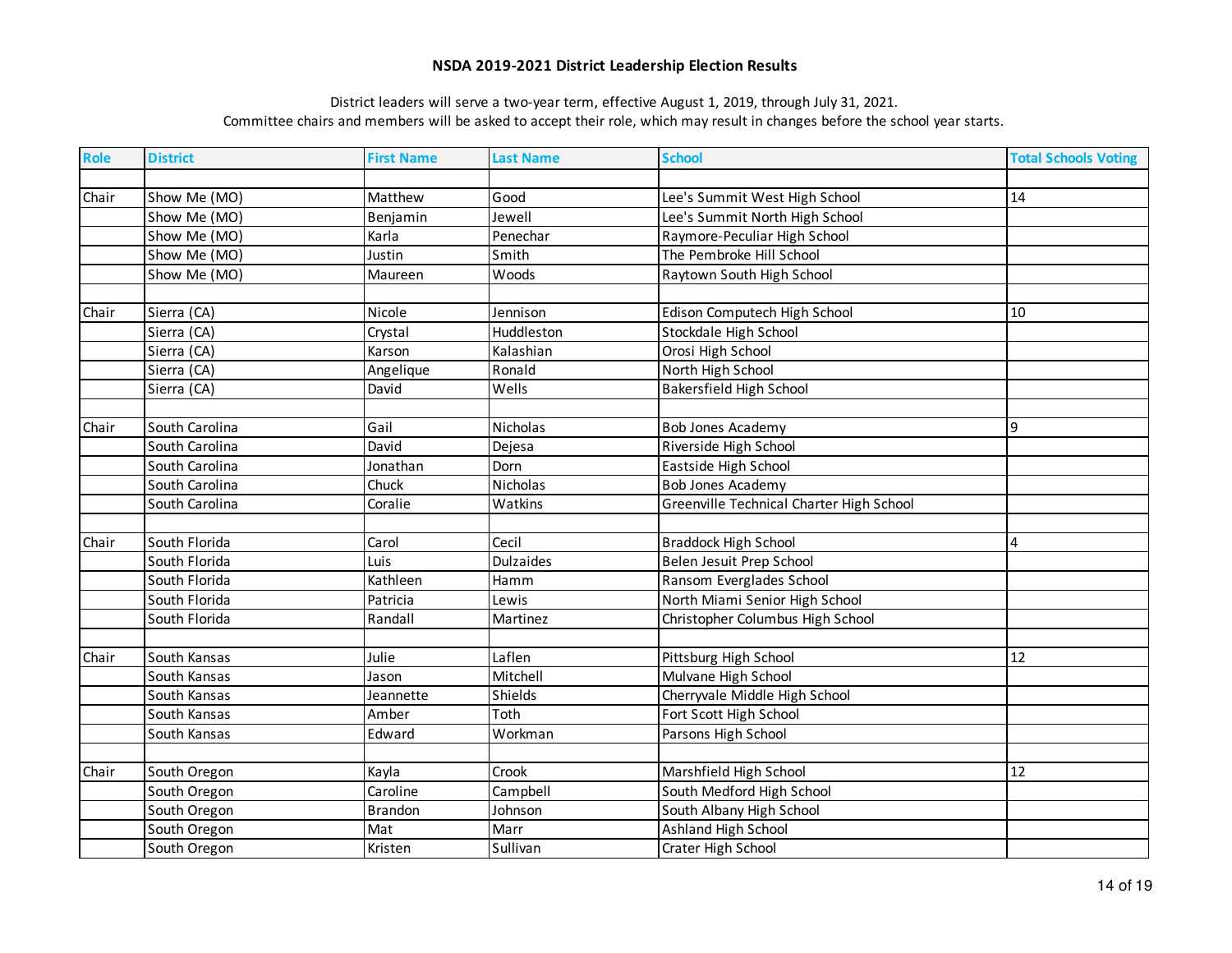# NSDA 2019-2021 District Leadership Election Results

District leaders will serve a two-year term, effective August 1, 2019, through July 31, 2021.
Committee chairs and members will be asked to accept their role, which may result in changes before the school year starts.

| Role | District | First Name | Last Name | School | Total Schools Voting |
|---|---|---|---|---|---|
| | | | | | |
| Chair | Show Me (MO) | Matthew | Good | Lee's Summit West High School | 14 |
| | Show Me (MO) | Benjamin | Jewell | Lee's Summit North High School | |
| | Show Me (MO) | Karla | Penechar | Raymore-Peculiar High School | |
| | Show Me (MO) | Justin | Smith | The Pembroke Hill School | |
| | Show Me (MO) | Maureen | Woods | Raytown South High School | |
| | | | | | |
| Chair | Sierra (CA) | Nicole | Jennison | Edison Computech High School | 10 |
| | Sierra (CA) | Crystal | Huddleston | Stockdale High School | |
| | Sierra (CA) | Karson | Kalashian | Orosi High School | |
| | Sierra (CA) | Angelique | Ronald | North High School | |
| | Sierra (CA) | David | Wells | Bakersfield High School | |
| | | | | | |
| Chair | South Carolina | Gail | Nicholas | Bob Jones Academy | 9 |
| | South Carolina | David | Dejesa | Riverside High School | |
| | South Carolina | Jonathan | Dorn | Eastside High School | |
| | South Carolina | Chuck | Nicholas | Bob Jones Academy | |
| | South Carolina | Coralie | Watkins | Greenville Technical Charter High School | |
| | | | | | |
| Chair | South Florida | Carol | Cecil | Braddock High School | 4 |
| | South Florida | Luis | Dulzaides | Belen Jesuit Prep School | |
| | South Florida | Kathleen | Hamm | Ransom Everglades School | |
| | South Florida | Patricia | Lewis | North Miami Senior High School | |
| | South Florida | Randall | Martinez | Christopher Columbus High School | |
| | | | | | |
| Chair | South Kansas | Julie | Laflen | Pittsburg High School | 12 |
| | South Kansas | Jason | Mitchell | Mulvane High School | |
| | South Kansas | Jeannette | Shields | Cherryvale Middle High School | |
| | South Kansas | Amber | Toth | Fort Scott High School | |
| | South Kansas | Edward | Workman | Parsons High School | |
| | | | | | |
| Chair | South Oregon | Kayla | Crook | Marshfield High School | 12 |
| | South Oregon | Caroline | Campbell | South Medford High School | |
| | South Oregon | Brandon | Johnson | South Albany High School | |
| | South Oregon | Mat | Marr | Ashland High School | |
| | South Oregon | Kristen | Sullivan | Crater High School | |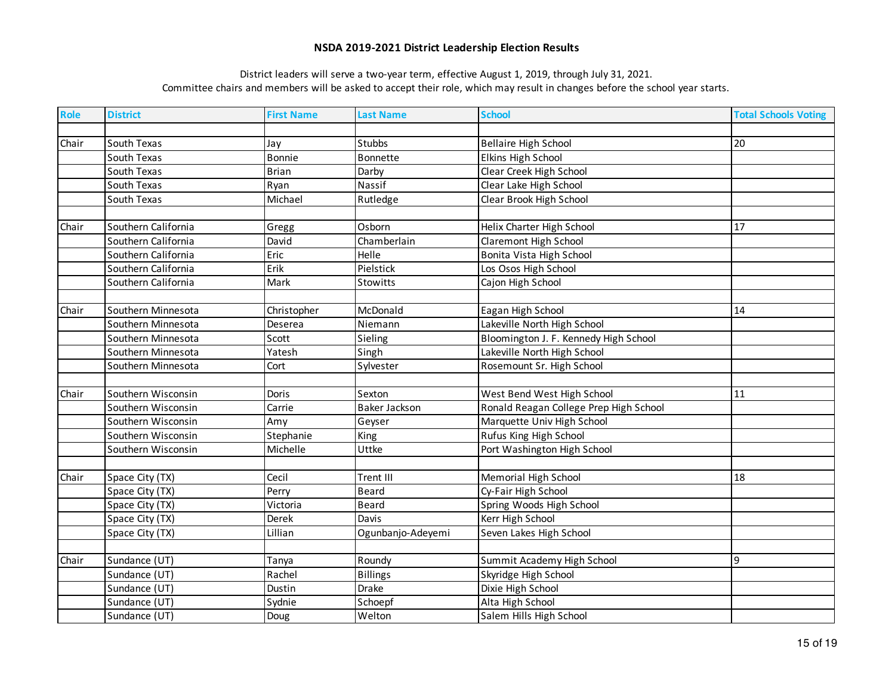# NSDA 2019-2021 District Leadership Election Results

District leaders will serve a two-year term, effective August 1, 2019, through July 31, 2021.
Committee chairs and members will be asked to accept their role, which may result in changes before the school year starts.

| Role | District | First Name | Last Name | School | Total Schools Voting |
|---|---|---|---|---|---|
| | | | | | |
| Chair | South Texas | Jay | Stubbs | Bellaire High School | 20 |
| | South Texas | Bonnie | Bonnette | Elkins High School | |
| | South Texas | Brian | Darby | Clear Creek High School | |
| | South Texas | Ryan | Nassif | Clear Lake High School | |
| | South Texas | Michael | Rutledge | Clear Brook High School | |
| | | | | | |
| Chair | Southern California | Gregg | Osborn | Helix Charter High School | 17 |
| | Southern California | David | Chamberlain | Claremont High School | |
| | Southern California | Eric | Helle | Bonita Vista High School | |
| | Southern California | Erik | Pielstick | Los Osos High School | |
| | Southern California | Mark | Stowitts | Cajon High School | |
| | | | | | |
| Chair | Southern Minnesota | Christopher | McDonald | Eagan High School | 14 |
| | Southern Minnesota | Deserea | Niemann | Lakeville North High School | |
| | Southern Minnesota | Scott | Sieling | Bloomington J. F. Kennedy High School | |
| | Southern Minnesota | Yatesh | Singh | Lakeville North High School | |
| | Southern Minnesota | Cort | Sylvester | Rosemount Sr. High School | |
| | | | | | |
| Chair | Southern Wisconsin | Doris | Sexton | West Bend West High School | 11 |
| | Southern Wisconsin | Carrie | Baker Jackson | Ronald Reagan College Prep High School | |
| | Southern Wisconsin | Amy | Geyser | Marquette Univ High School | |
| | Southern Wisconsin | Stephanie | King | Rufus King High School | |
| | Southern Wisconsin | Michelle | Uttke | Port Washington High School | |
| | | | | | |
| Chair | Space City (TX) | Cecil | Trent III | Memorial High School | 18 |
| | Space City (TX) | Perry | Beard | Cy-Fair High School | |
| | Space City (TX) | Victoria | Beard | Spring Woods High School | |
| | Space City (TX) | Derek | Davis | Kerr High School | |
| | Space City (TX) | Lillian | Ogunbanjo-Adeyemi | Seven Lakes High School | |
| | | | | | |
| Chair | Sundance (UT) | Tanya | Roundy | Summit Academy High School | 9 |
| | Sundance (UT) | Rachel | Billings | Skyridge High School | |
| | Sundance (UT) | Dustin | Drake | Dixie High School | |
| | Sundance (UT) | Sydnie | Schoepf | Alta High School | |
| | Sundance (UT) | Doug | Welton | Salem Hills High School | |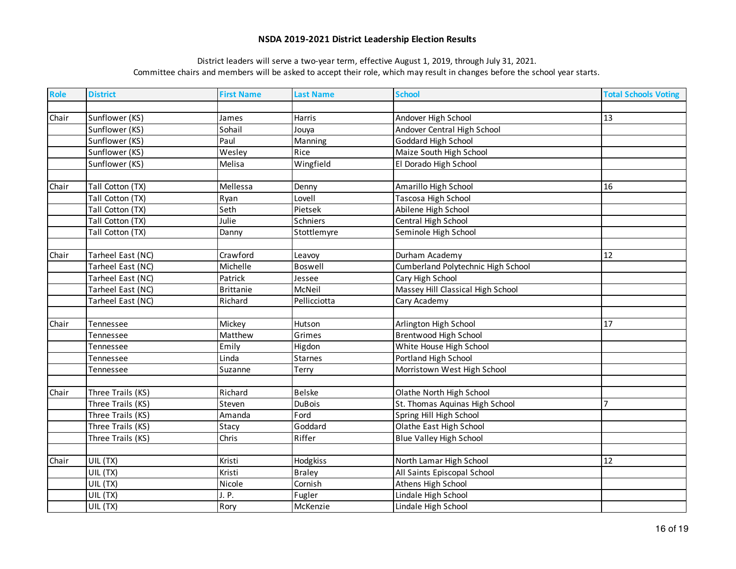# NSDA 2019-2021 District Leadership Election Results

District leaders will serve a two-year term, effective August 1, 2019, through July 31, 2021.
Committee chairs and members will be asked to accept their role, which may result in changes before the school year starts.

| Role | District | First Name | Last Name | School | Total Schools Voting |
|---|---|---|---|---|---|
| | | | | | |
| Chair | Sunflower (KS) | James | Harris | Andover High School | 13 |
| | Sunflower (KS) | Sohail | Jouya | Andover Central High School | |
| | Sunflower (KS) | Paul | Manning | Goddard High School | |
| | Sunflower (KS) | Wesley | Rice | Maize South High School | |
| | Sunflower (KS) | Melisa | Wingfield | El Dorado High School | |
| | | | | | |
| Chair | Tall Cotton (TX) | Mellessa | Denny | Amarillo High School | 16 |
| | Tall Cotton (TX) | Ryan | Lovell | Tascosa High School | |
| | Tall Cotton (TX) | Seth | Pietsek | Abilene High School | |
| | Tall Cotton (TX) | Julie | Schniers | Central High School | |
| | Tall Cotton (TX) | Danny | Stottlemyre | Seminole High School | |
| | | | | | |
| Chair | Tarheel East (NC) | Crawford | Leavoy | Durham Academy | 12 |
| | Tarheel East (NC) | Michelle | Boswell | Cumberland Polytechnic High School | |
| | Tarheel East (NC) | Patrick | Jessee | Cary High School | |
| | Tarheel East (NC) | Brittanie | McNeil | Massey Hill Classical High School | |
| | Tarheel East (NC) | Richard | Pellicciotta | Cary Academy | |
| | | | | | |
| Chair | Tennessee | Mickey | Hutson | Arlington High School | 17 |
| | Tennessee | Matthew | Grimes | Brentwood High School | |
| | Tennessee | Emily | Higdon | White House High School | |
| | Tennessee | Linda | Starnes | Portland High School | |
| | Tennessee | Suzanne | Terry | Morristown West High School | |
| | | | | | |
| Chair | Three Trails (KS) | Richard | Belske | Olathe North High School | |
| | Three Trails (KS) | Steven | DuBois | St. Thomas Aquinas High School | 7 |
| | Three Trails (KS) | Amanda | Ford | Spring Hill High School | |
| | Three Trails (KS) | Stacy | Goddard | Olathe East High School | |
| | Three Trails (KS) | Chris | Riffer | Blue Valley High School | |
| | | | | | |
| Chair | UIL (TX) | Kristi | Hodgkiss | North Lamar High School | 12 |
| | UIL (TX) | Kristi | Braley | All Saints Episcopal School | |
| | UIL (TX) | Nicole | Cornish | Athens High School | |
| | UIL (TX) | J. P. | Fugler | Lindale High School | |
| | UIL (TX) | Rory | McKenzie | Lindale High School | |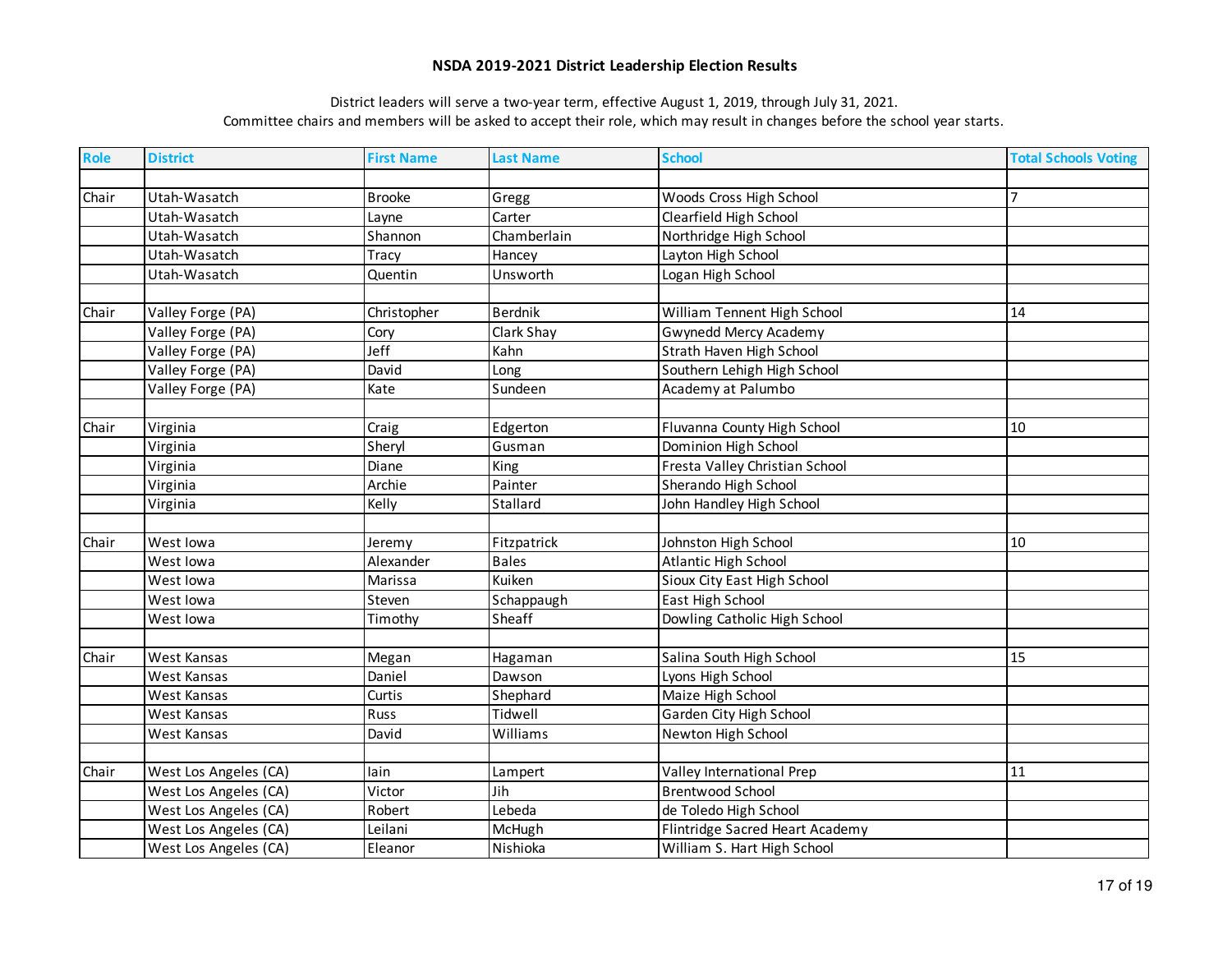# NSDA 2019-2021 District Leadership Election Results

District leaders will serve a two-year term, effective August 1, 2019, through July 31, 2021.
Committee chairs and members will be asked to accept their role, which may result in changes before the school year starts.

| Role | District | First Name | Last Name | School | Total Schools Voting |
|---|---|---|---|---|---|
| | | | | | |
| Chair | Utah-Wasatch | Brooke | Gregg | Woods Cross High School | 7 |
| | Utah-Wasatch | Layne | Carter | Clearfield High School | |
| | Utah-Wasatch | Shannon | Chamberlain | Northridge High School | |
| | Utah-Wasatch | Tracy | Hancey | Layton High School | |
| | Utah-Wasatch | Quentin | Unsworth | Logan High School | |
| | | | | | |
| Chair | Valley Forge (PA) | Christopher | Berdnik | William Tennent High School | 14 |
| | Valley Forge (PA) | Cory | Clark Shay | Gwynedd Mercy Academy | |
| | Valley Forge (PA) | Jeff | Kahn | Strath Haven High School | |
| | Valley Forge (PA) | David | Long | Southern Lehigh High School | |
| | Valley Forge (PA) | Kate | Sundeen | Academy at Palumbo | |
| | | | | | |
| Chair | Virginia | Craig | Edgerton | Fluvanna County High School | 10 |
| | Virginia | Sheryl | Gusman | Dominion High School | |
| | Virginia | Diane | King | Fresta Valley Christian School | |
| | Virginia | Archie | Painter | Sherando High School | |
| | Virginia | Kelly | Stallard | John Handley High School | |
| | | | | | |
| Chair | West Iowa | Jeremy | Fitzpatrick | Johnston High School | 10 |
| | West Iowa | Alexander | Bales | Atlantic High School | |
| | West Iowa | Marissa | Kuiken | Sioux City East High School | |
| | West Iowa | Steven | Schappaugh | East High School | |
| | West Iowa | Timothy | Sheaff | Dowling Catholic High School | |
| | | | | | |
| Chair | West Kansas | Megan | Hagaman | Salina South High School | 15 |
| | West Kansas | Daniel | Dawson | Lyons High School | |
| | West Kansas | Curtis | Shephard | Maize High School | |
| | West Kansas | Russ | Tidwell | Garden City High School | |
| | West Kansas | David | Williams | Newton High School | |
| | | | | | |
| Chair | West Los Angeles (CA) | Iain | Lampert | Valley International Prep | 11 |
| | West Los Angeles (CA) | Victor | Jih | Brentwood School | |
| | West Los Angeles (CA) | Robert | Lebeda | de Toledo High School | |
| | West Los Angeles (CA) | Leilani | McHugh | Flintridge Sacred Heart Academy | |
| | West Los Angeles (CA) | Eleanor | Nishioka | William S. Hart High School | |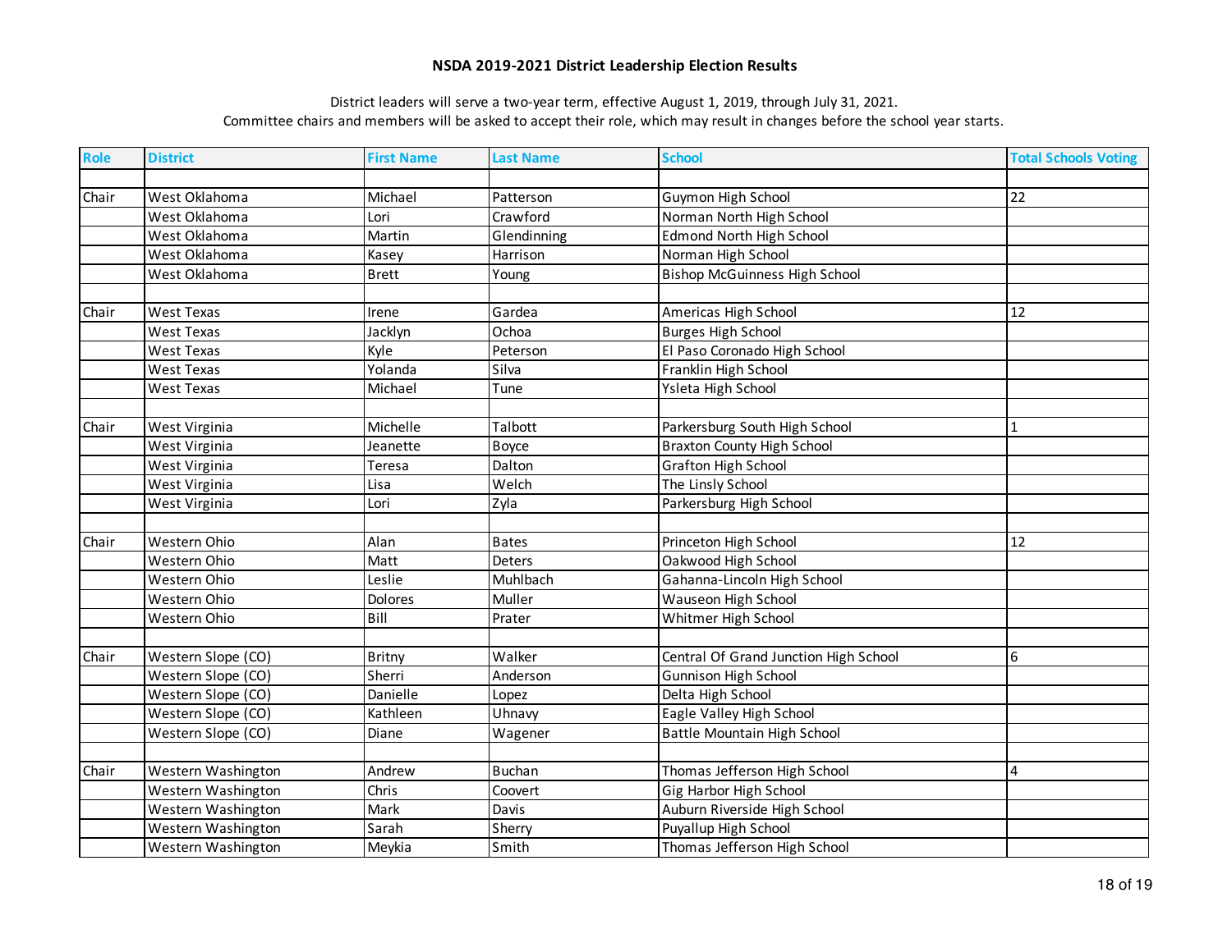# NSDA 2019-2021 District Leadership Election Results

District leaders will serve a two-year term, effective August 1, 2019, through July 31, 2021.
Committee chairs and members will be asked to accept their role, which may result in changes before the school year starts.

| Role | District | First Name | Last Name | School | Total Schools Voting |
|---|---|---|---|---|---|
| | | | | | |
| Chair | West Oklahoma | Michael | Patterson | Guymon High School | 22 |
| | West Oklahoma | Lori | Crawford | Norman North High School | |
| | West Oklahoma | Martin | Glendinning | Edmond North High School | |
| | West Oklahoma | Kasey | Harrison | Norman High School | |
| | West Oklahoma | Brett | Young | Bishop McGuinness High School | |
| | | | | | |
| Chair | West Texas | Irene | Gardea | Americas High School | 12 |
| | West Texas | Jacklyn | Ochoa | Burges High School | |
| | West Texas | Kyle | Peterson | El Paso Coronado High School | |
| | West Texas | Yolanda | Silva | Franklin High School | |
| | West Texas | Michael | Tune | Ysleta High School | |
| | | | | | |
| Chair | West Virginia | Michelle | Talbott | Parkersburg South High School | 1 |
| | West Virginia | Jeanette | Boyce | Braxton County High School | |
| | West Virginia | Teresa | Dalton | Grafton High School | |
| | West Virginia | Lisa | Welch | The Linsly School | |
| | West Virginia | Lori | Zyla | Parkersburg High School | |
| | | | | | |
| Chair | Western Ohio | Alan | Bates | Princeton High School | 12 |
| | Western Ohio | Matt | Deters | Oakwood High School | |
| | Western Ohio | Leslie | Muhlbach | Gahanna-Lincoln High School | |
| | Western Ohio | Dolores | Muller | Wauseon High School | |
| | Western Ohio | Bill | Prater | Whitmer High School | |
| | | | | | |
| Chair | Western Slope (CO) | Britny | Walker | Central Of Grand Junction High School | 6 |
| | Western Slope (CO) | Sherri | Anderson | Gunnison High School | |
| | Western Slope (CO) | Danielle | Lopez | Delta High School | |
| | Western Slope (CO) | Kathleen | Uhnavy | Eagle Valley High School | |
| | Western Slope (CO) | Diane | Wagener | Battle Mountain High School | |
| | | | | | |
| Chair | Western Washington | Andrew | Buchan | Thomas Jefferson High School | 4 |
| | Western Washington | Chris | Coovert | Gig Harbor High School | |
| | Western Washington | Mark | Davis | Auburn Riverside High School | |
| | Western Washington | Sarah | Sherry | Puyallup High School | |
| | Western Washington | Meykia | Smith | Thomas Jefferson High School | |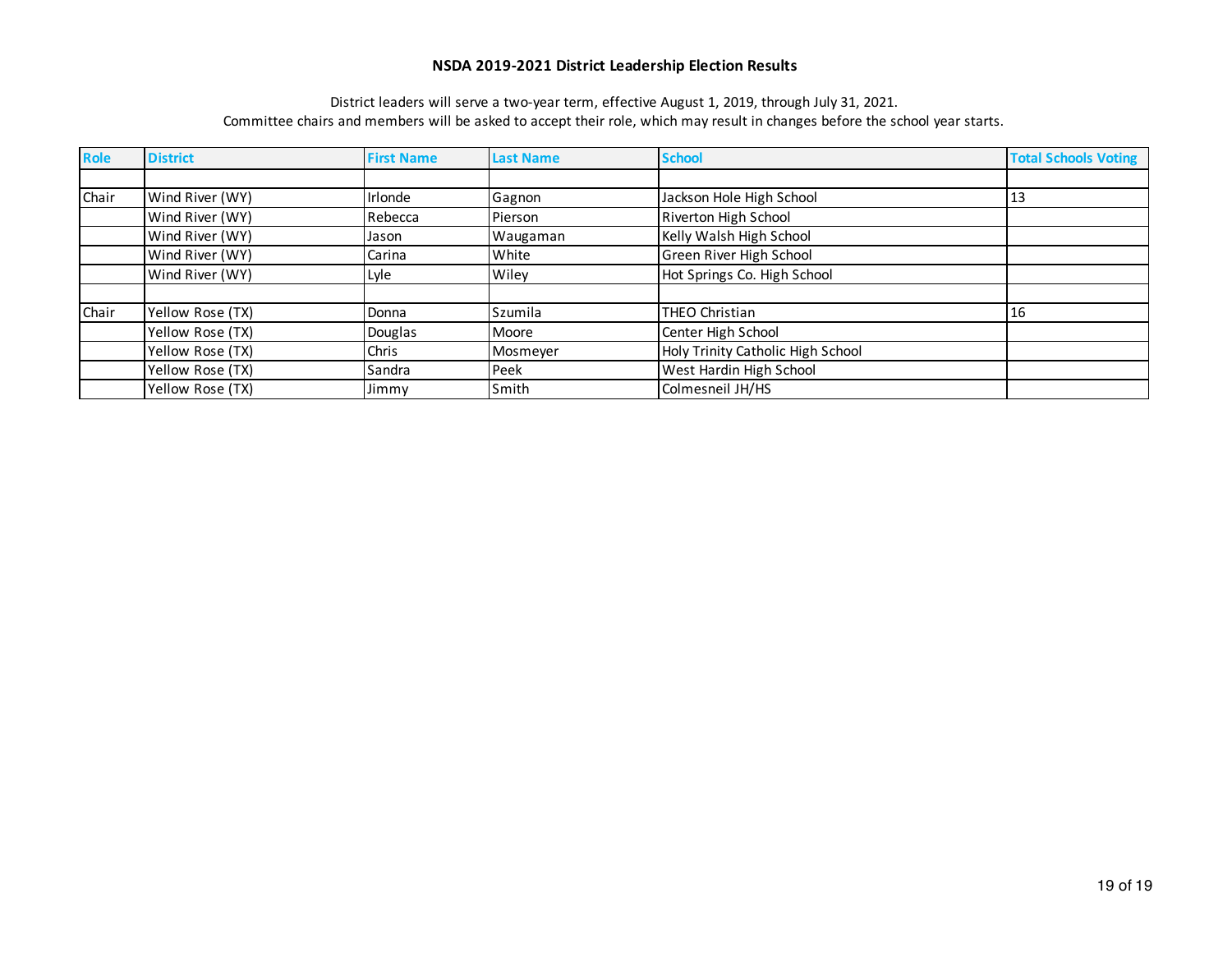# NSDA 2019-2021 District Leadership Election Results

District leaders will serve a two-year term, effective August 1, 2019, through July 31, 2021.
Committee chairs and members will be asked to accept their role, which may result in changes before the school year starts.

| Role | District | First Name | Last Name | School | Total Schools Voting |
|---|---|---|---|---|---|
| | | | | | |
| Chair | Wind River (WY) | Irlonde | Gagnon | Jackson Hole High School | 13 |
| | Wind River (WY) | Rebecca | Pierson | Riverton High School | |
| | Wind River (WY) | Jason | Waugaman | Kelly Walsh High School | |
| | Wind River (WY) | Carina | White | Green River High School | |
| | Wind River (WY) | Lyle | Wiley | Hot Springs Co. High School | |
| | | | | | |
| Chair | Yellow Rose (TX) | Donna | Szumila | THEO Christian | 16 |
| | Yellow Rose (TX) | Douglas | Moore | Center High School | |
| | Yellow Rose (TX) | Chris | Mosmeyer | Holy Trinity Catholic High School | |
| | Yellow Rose (TX) | Sandra | Peek | West Hardin High School | |
| | Yellow Rose (TX) | Jimmy | Smith | Colmesneil JH/HS | |